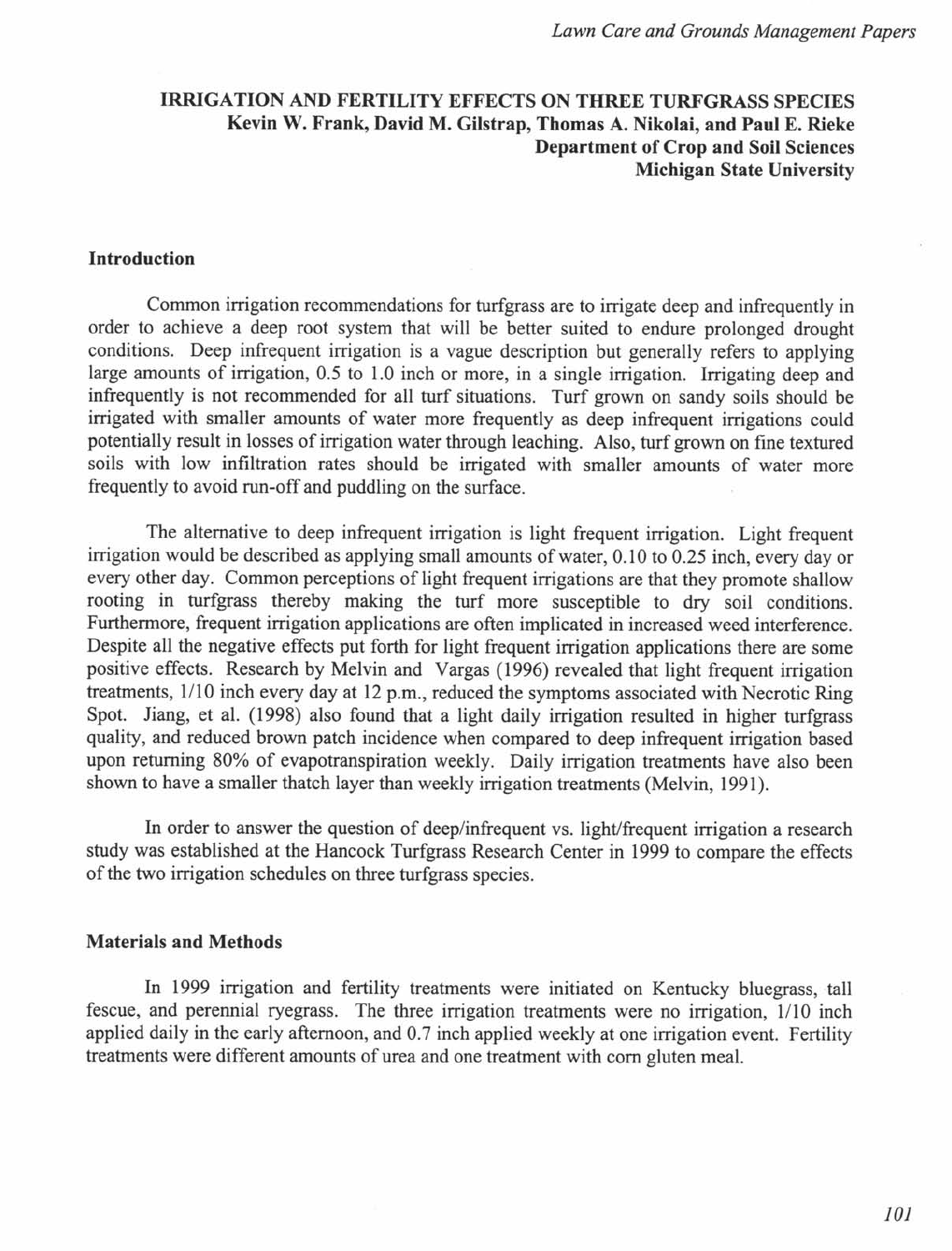# IRRIGATION AND FERTILITY EFFECTS ON THREE TURFGRASS SPECIES

**Kevin W. Frank, David M. Gilstrap, Thomas A. Nikolai, and Paul E. Rieke**
**Department of Crop and Soil Sciences**
**Michigan State University**

## Introduction

Common irrigation recommendations for turfgrass are to irrigate deep and infrequently in order to achieve a deep root system that will be better suited to endure prolonged drought conditions. Deep infrequent irrigation is a vague description but generally refers to applying large amounts of irrigation, 0.5 to 1.0 inch or more, in a single irrigation. Irrigating deep and infrequently is not recommended for all turf situations. Turf grown on sandy soils should be irrigated with smaller amounts of water more frequently as deep infrequent irrigations could potentially result in losses of irrigation water through leaching. Also, turf grown on fine textured soils with low infiltration rates should be irrigated with smaller amounts of water more frequently to avoid run-off and puddling on the surface.

The alternative to deep infrequent irrigation is light frequent irrigation. Light frequent irrigation would be described as applying small amounts of water, 0.10 to 0.25 inch, every day or every other day. Common perceptions of light frequent irrigations are that they promote shallow rooting in turfgrass thereby making the turf more susceptible to dry soil conditions. Furthermore, frequent irrigation applications are often implicated in increased weed interference. Despite all the negative effects put forth for light frequent irrigation applications there are some positive effects. Research by Melvin and Vargas (1996) revealed that light frequent irrigation treatments, 1/10 inch every day at 12 p.m., reduced the symptoms associated with Necrotic Ring Spot. Jiang, et al. (1998) also found that a light daily irrigation resulted in higher turfgrass quality, and reduced brown patch incidence when compared to deep infrequent irrigation based upon returning 80% of evapotranspiration weekly. Daily irrigation treatments have also been shown to have a smaller thatch layer than weekly irrigation treatments (Melvin, 1991).

In order to answer the question of deep/infrequent vs. light/frequent irrigation a research study was established at the Hancock Turfgrass Research Center in 1999 to compare the effects of the two irrigation schedules on three turfgrass species.

## Materials and Methods

In 1999 irrigation and fertility treatments were initiated on Kentucky bluegrass, tall fescue, and perennial ryegrass. The three irrigation treatments were no irrigation, 1/10 inch applied daily in the early afternoon, and 0.7 inch applied weekly at one irrigation event. Fertility treatments were different amounts of urea and one treatment with corn gluten meal.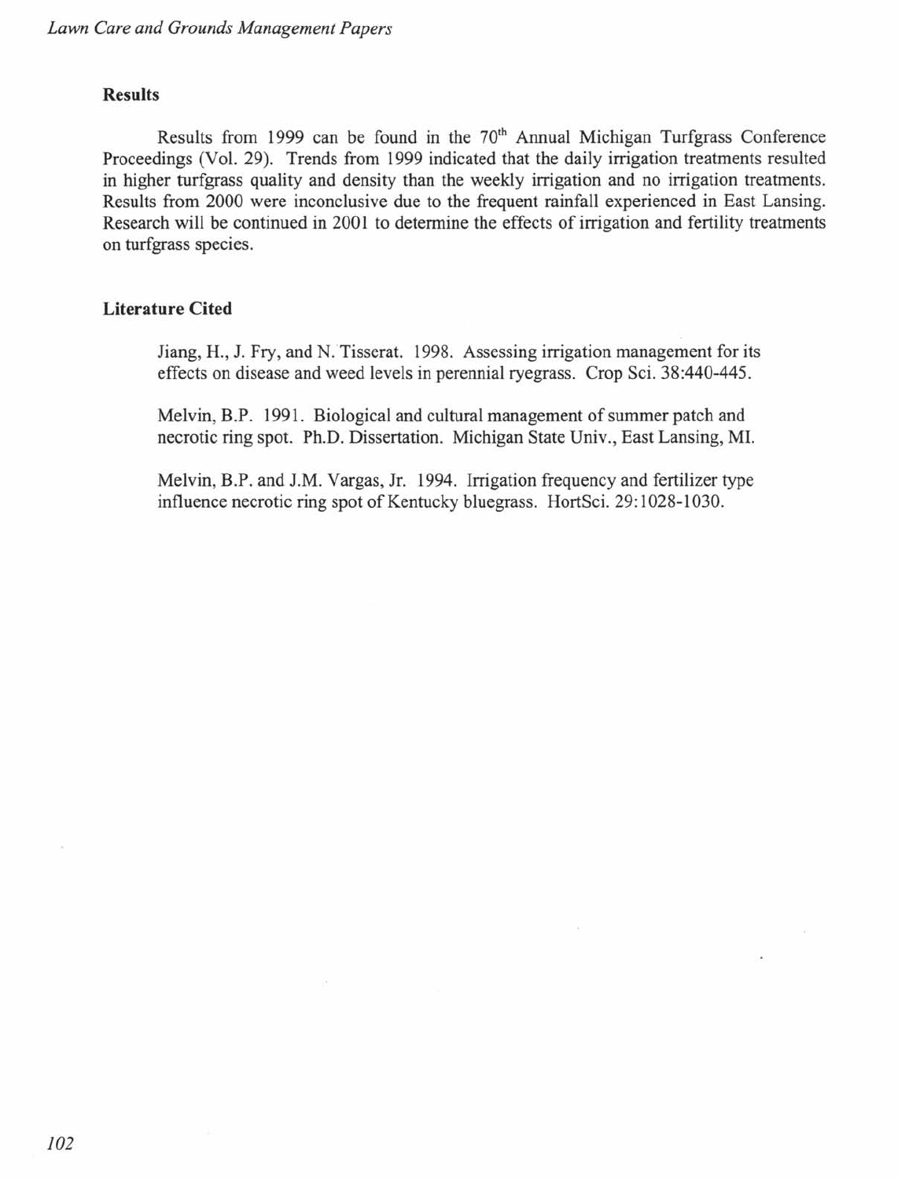## Results

Results from 1999 can be found in the 70th Annual Michigan Turfgrass Conference Proceedings (Vol. 29). Trends from 1999 indicated that the daily irrigation treatments resulted in higher turfgrass quality and density than the weekly irrigation and no irrigation treatments. Results from 2000 were inconclusive due to the frequent rainfall experienced in East Lansing. Research will be continued in 2001 to determine the effects of irrigation and fertility treatments on turfgrass species.

## Literature Cited

Jiang, H., J. Fry, and N. Tisserat. 1998. Assessing irrigation management for its effects on disease and weed levels in perennial ryegrass. Crop Sci. 38:440-445.

Melvin, B.P. 1991. Biological and cultural management of summer patch and necrotic ring spot. Ph.D. Dissertation. Michigan State Univ., East Lansing, MI.

Melvin, B.P. and J.M. Vargas, Jr. 1994. Irrigation frequency and fertilizer type influence necrotic ring spot of Kentucky bluegrass. HortSci. 29:1028-1030.